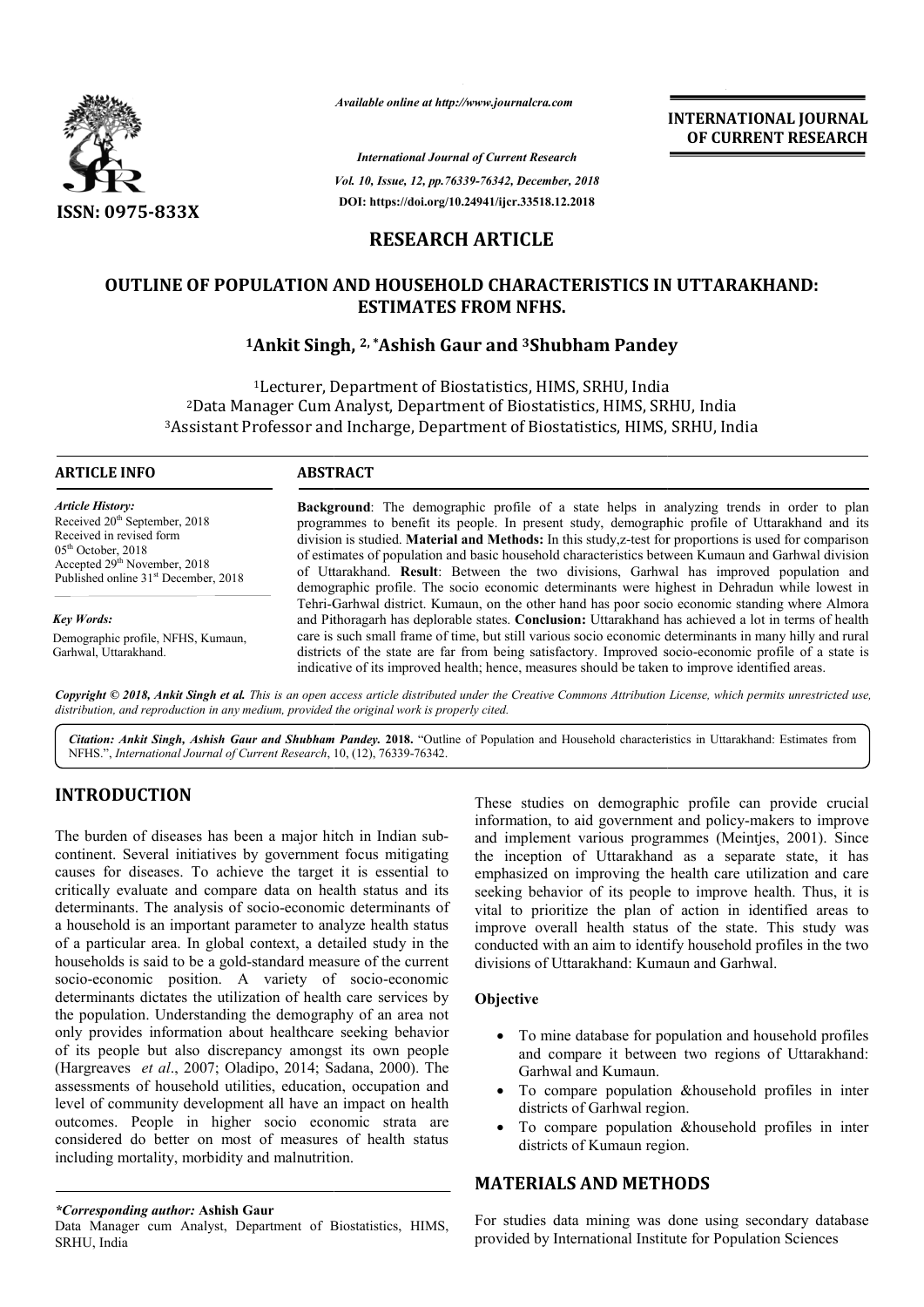Available online at http://www.journalcra.com

International Journal of Current Research
Vol. 10, Issue, 12, pp.76339-76342, December, 2018
DOI: https://doi.org/10.24941/ijcr.33518.12.2018

ISSN: 0975-833X

INTERNATIONAL JOURNAL OF CURRENT RESEARCH

RESEARCH ARTICLE

# OUTLINE OF POPULATION AND HOUSEHOLD CHARACTERISTICS IN UTTARAKHAND: ESTIMATES FROM NFHS.

**[1]Ankit Singh, [2,]*Ashish Gaur and [3]Shubham Pandey**

[1]Lecturer, Department of Biostatistics, HIMS, SRHU, India
[2]Data Manager Cum Analyst, Department of Biostatistics, HIMS, SRHU, India
[3]Assistant Professor and Incharge, Department of Biostatistics, HIMS, SRHU, India

**ARTICLE INFO**

*Article History:*
Received 20th September, 2018
Received in revised form
05th October, 2018
Accepted 29th November, 2018
Published online 31st December, 2018

*Key Words:*
Demographic profile, NFHS, Kumaun, Garhwal, Uttarakhand.

**ABSTRACT**

**Background**: The demographic profile of a state helps in analyzing trends in order to plan programmes to benefit its people. In present study, demographic profile of Uttarakhand and its division is studied. **Material and Methods:** In this study,z-test for proportions is used for comparison of estimates of population and basic household characteristics between Kumaun and Garhwal division of Uttarakhand. **Result**: Between the two divisions, Garhwal has improved population and demographic profile. The socio economic determinants were highest in Dehradun while lowest in Tehri-Garhwal district. Kumaun, on the other hand has poor socio economic standing where Almora and Pithoragarh has deplorable states. **Conclusion:** Uttarakhand has achieved a lot in terms of health care is such small frame of time, but still various socio economic determinants in many hilly and rural districts of the state are far from being satisfactory. Improved socio-economic profile of a state is indicative of its improved health; hence, measures should be taken to improve identified areas.

*Copyright © 2018, Ankit Singh et al. This is an open access article distributed under the Creative Commons Attribution License, which permits unrestricted use, distribution, and reproduction in any medium, provided the original work is properly cited.*

*Citation: Ankit Singh, Ashish Gaur and Shubham Pandey.* **2018.** "Outline of Population and Household characteristics in Uttarakhand: Estimates from NFHS.", *International Journal of Current Research*, 10, (12), 76339-76342.

## INTRODUCTION

The burden of diseases has been a major hitch in Indian sub-continent. Several initiatives by government focus mitigating causes for diseases. To achieve the target it is essential to critically evaluate and compare data on health status and its determinants. The analysis of socio-economic determinants of a household is an important parameter to analyze health status of a particular area. In global context, a detailed study in the households is said to be a gold-standard measure of the current socio-economic position. A variety of socio-economic determinants dictates the utilization of health care services by the population. Understanding the demography of an area not only provides information about healthcare seeking behavior of its people but also discrepancy amongst its own people (Hargreaves *et al*., 2007; Oladipo, 2014; Sadana, 2000). The assessments of household utilities, education, occupation and level of community development all have an impact on health outcomes. People in higher socio economic strata are considered do better on most of measures of health status including mortality, morbidity and malnutrition.

These studies on demographic profile can provide crucial information, to aid government and policy-makers to improve and implement various programmes (Meintjes, 2001). Since the inception of Uttarakhand as a separate state, it has emphasized on improving the health care utilization and care seeking behavior of its people to improve health. Thus, it is vital to prioritize the plan of action in identified areas to improve overall health status of the state. This study was conducted with an aim to identify household profiles in the two divisions of Uttarakhand: Kumaun and Garhwal.

### Objective

- To mine database for population and household profiles and compare it between two regions of Uttarakhand: Garhwal and Kumaun.
- To compare population &household profiles in inter districts of Garhwal region.
- To compare population &household profiles in inter districts of Kumaun region.

## MATERIALS AND METHODS

For studies data mining was done using secondary database provided by International Institute for Population Sciences

*\*Corresponding author:* **Ashish Gaur**
Data Manager cum Analyst, Department of Biostatistics, HIMS, SRHU, India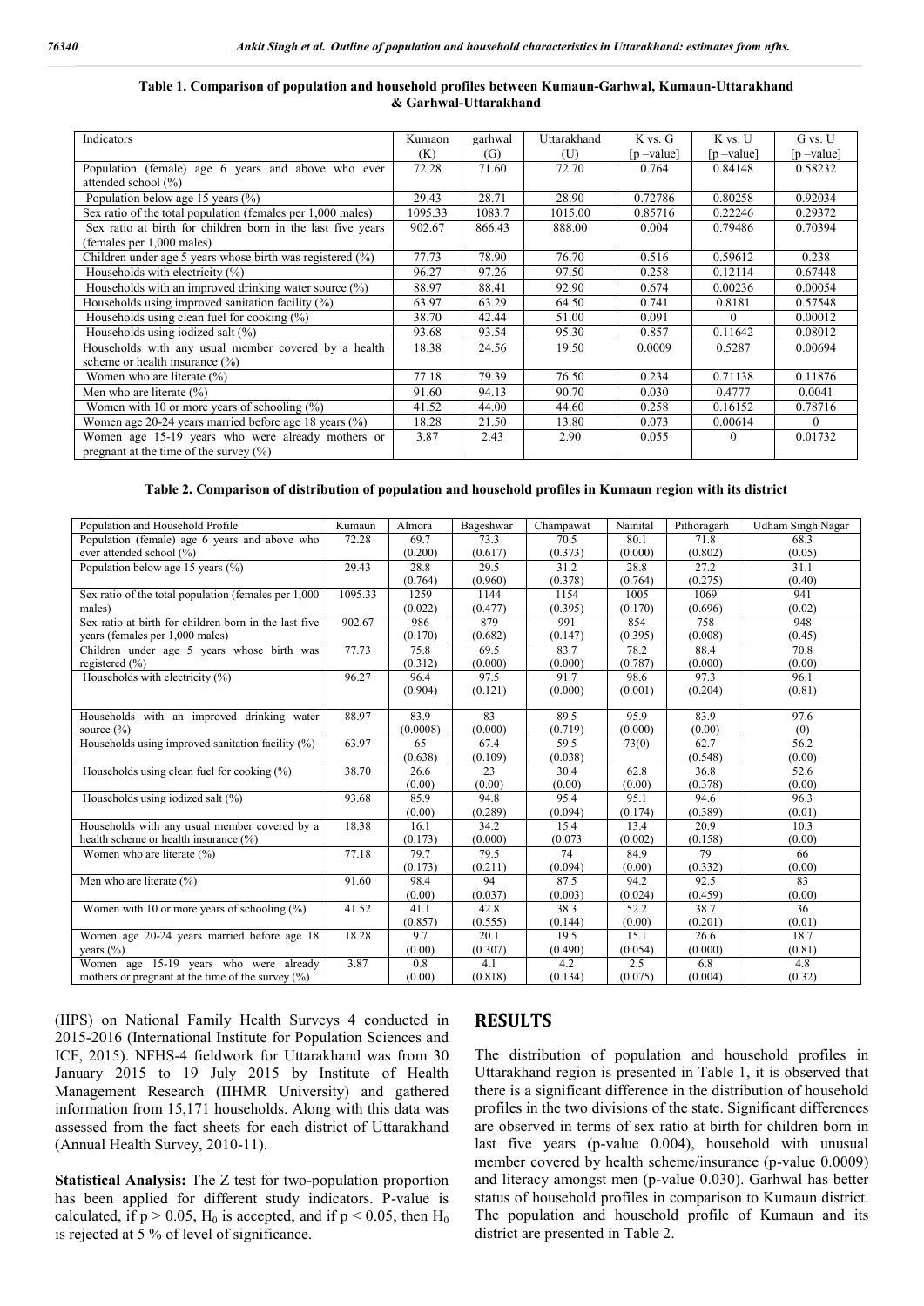**Table 1. Comparison of population and household profiles between Kumaun-Garhwal, Kumaun-Uttarakhand & Garhwal-Uttarakhand**

| Indicators | Kumaon (K) | garhwal (G) | Uttarakhand (U) | K vs. G [p –value] | K vs. U [p –value] | G vs. U [p –value] |
|---|---|---|---|---|---|---|
| Population (female) age 6 years and above who ever attended school (%) | 72.28 | 71.60 | 72.70 | 0.764 | 0.84148 | 0.58232 |
| Population below age 15 years (%) | 29.43 | 28.71 | 28.90 | 0.72786 | 0.80258 | 0.92034 |
| Sex ratio of the total population (females per 1,000 males) | 1095.33 | 1083.7 | 1015.00 | 0.85716 | 0.22246 | 0.29372 |
| Sex ratio at birth for children born in the last five years (females per 1,000 males) | 902.67 | 866.43 | 888.00 | 0.004 | 0.79486 | 0.70394 |
| Children under age 5 years whose birth was registered (%) | 77.73 | 78.90 | 76.70 | 0.516 | 0.59612 | 0.238 |
| Households with electricity (%) | 96.27 | 97.26 | 97.50 | 0.258 | 0.12114 | 0.67448 |
| Households with an improved drinking water source (%) | 88.97 | 88.41 | 92.90 | 0.674 | 0.00236 | 0.00054 |
| Households using improved sanitation facility (%) | 63.97 | 63.29 | 64.50 | 0.741 | 0.8181 | 0.57548 |
| Households using clean fuel for cooking (%) | 38.70 | 42.44 | 51.00 | 0.091 | 0 | 0.00012 |
| Households using iodized salt (%) | 93.68 | 93.54 | 95.30 | 0.857 | 0.11642 | 0.08012 |
| Households with any usual member covered by a health scheme or health insurance (%) | 18.38 | 24.56 | 19.50 | 0.0009 | 0.5287 | 0.00694 |
| Women who are literate (%) | 77.18 | 79.39 | 76.50 | 0.234 | 0.71138 | 0.11876 |
| Men who are literate (%) | 91.60 | 94.13 | 90.70 | 0.030 | 0.4777 | 0.0041 |
| Women with 10 or more years of schooling (%) | 41.52 | 44.00 | 44.60 | 0.258 | 0.16152 | 0.78716 |
| Women age 20-24 years married before age 18 years (%) | 18.28 | 21.50 | 13.80 | 0.073 | 0.00614 | 0 |
| Women age 15-19 years who were already mothers or pregnant at the time of the survey (%) | 3.87 | 2.43 | 2.90 | 0.055 | 0 | 0.01732 |

**Table 2. Comparison of distribution of population and household profiles in Kumaun region with its district**

| Population and Household Profile | Kumaun | Almora | Bageshwar | Champawat | Nainital | Pithoragarh | Udham Singh Nagar |
|---|---|---|---|---|---|---|---|
| Population (female) age 6 years and above who ever attended school (%) | 72.28 | 69.7 (0.200) | 73.3 (0.617) | 70.5 (0.373) | 80.1 (0.000) | 71.8 (0.802) | 68.3 (0.05) |
| Population below age 15 years (%) | 29.43 | 28.8 (0.764) | 29.5 (0.960) | 31.2 (0.378) | 28.8 (0.764) | 27.2 (0.275) | 31.1 (0.40) |
| Sex ratio of the total population (females per 1,000 males) | 1095.33 | 1259 (0.022) | 1144 (0.477) | 1154 (0.395) | 1005 (0.170) | 1069 (0.696) | 941 (0.02) |
| Sex ratio at birth for children born in the last five years (females per 1,000 males) | 902.67 | 986 (0.170) | 879 (0.682) | 991 (0.147) | 854 (0.395) | 758 (0.008) | 948 (0.45) |
| Children under age 5 years whose birth was registered (%) | 77.73 | 75.8 (0.312) | 69.5 (0.000) | 83.7 (0.000) | 78.2 (0.787) | 88.4 (0.000) | 70.8 (0.00) |
| Households with electricity (%) | 96.27 | 96.4 (0.904) | 97.5 (0.121) | 91.7 (0.000) | 98.6 (0.001) | 97.3 (0.204) | 96.1 (0.81) |
| Households with an improved drinking water source (%) | 88.97 | 83.9 (0.0008) | 83 (0.000) | 89.5 (0.719) | 95.9 (0.000) | 83.9 (0.00) | 97.6 (0) |
| Households using improved sanitation facility (%) | 63.97 | 65 (0.638) | 67.4 (0.109) | 59.5 (0.038) | 73(0) | 62.7 (0.548) | 56.2 (0.00) |
| Households using clean fuel for cooking (%) | 38.70 | 26.6 (0.00) | 23 (0.00) | 30.4 (0.00) | 62.8 (0.00) | 36.8 (0.378) | 52.6 (0.00) |
| Households using iodized salt (%) | 93.68 | 85.9 (0.00) | 94.8 (0.289) | 95.4 (0.094) | 95.1 (0.174) | 94.6 (0.389) | 96.3 (0.01) |
| Households with any usual member covered by a health scheme or health insurance (%) | 18.38 | 16.1 (0.173) | 34.2 (0.000) | 15.4 (0.073 | 13.4 (0.002) | 20.9 (0.158) | 10.3 (0.00) |
| Women who are literate (%) | 77.18 | 79.7 (0.173) | 79.5 (0.211) | 74 (0.094) | 84.9 (0.00) | 79 (0.332) | 66 (0.00) |
| Men who are literate (%) | 91.60 | 98.4 (0.00) | 94 (0.037) | 87.5 (0.003) | 94.2 (0.024) | 92.5 (0.459) | 83 (0.00) |
| Women with 10 or more years of schooling (%) | 41.52 | 41.1 (0.857) | 42.8 (0.555) | 38.3 (0.144) | 52.2 (0.00) | 38.7 (0.201) | 36 (0.01) |
| Women age 20-24 years married before age 18 years (%) | 18.28 | 9.7 (0.00) | 20.1 (0.307) | 19.5 (0.490) | 15.1 (0.054) | 26.6 (0.000) | 18.7 (0.81) |
| Women age 15-19 years who were already mothers or pregnant at the time of the survey (%) | 3.87 | 0.8 (0.00) | 4.1 (0.818) | 4.2 (0.134) | 2.5 (0.075) | 6.8 (0.004) | 4.8 (0.32) |

(IIPS) on National Family Health Surveys 4 conducted in 2015-2016 (International Institute for Population Sciences and ICF, 2015). NFHS-4 fieldwork for Uttarakhand was from 30 January 2015 to 19 July 2015 by Institute of Health Management Research (IIHMR University) and gathered information from 15,171 households. Along with this data was assessed from the fact sheets for each district of Uttarakhand (Annual Health Survey, 2010-11).

**Statistical Analysis:** The Z test for two-population proportion has been applied for different study indicators. P-value is calculated, if $p > 0.05$, $H_0$ is accepted, and if $p < 0.05$, then $H_0$ is rejected at 5 % of level of significance.

## RESULTS

The distribution of population and household profiles in Uttarakhand region is presented in Table 1, it is observed that there is a significant difference in the distribution of household profiles in the two divisions of the state. Significant differences are observed in terms of sex ratio at birth for children born in last five years (p-value 0.004), household with unusual member covered by health scheme/insurance (p-value 0.0009) and literacy amongst men (p-value 0.030). Garhwal has better status of household profiles in comparison to Kumaun district. The population and household profile of Kumaun and its district are presented in Table 2.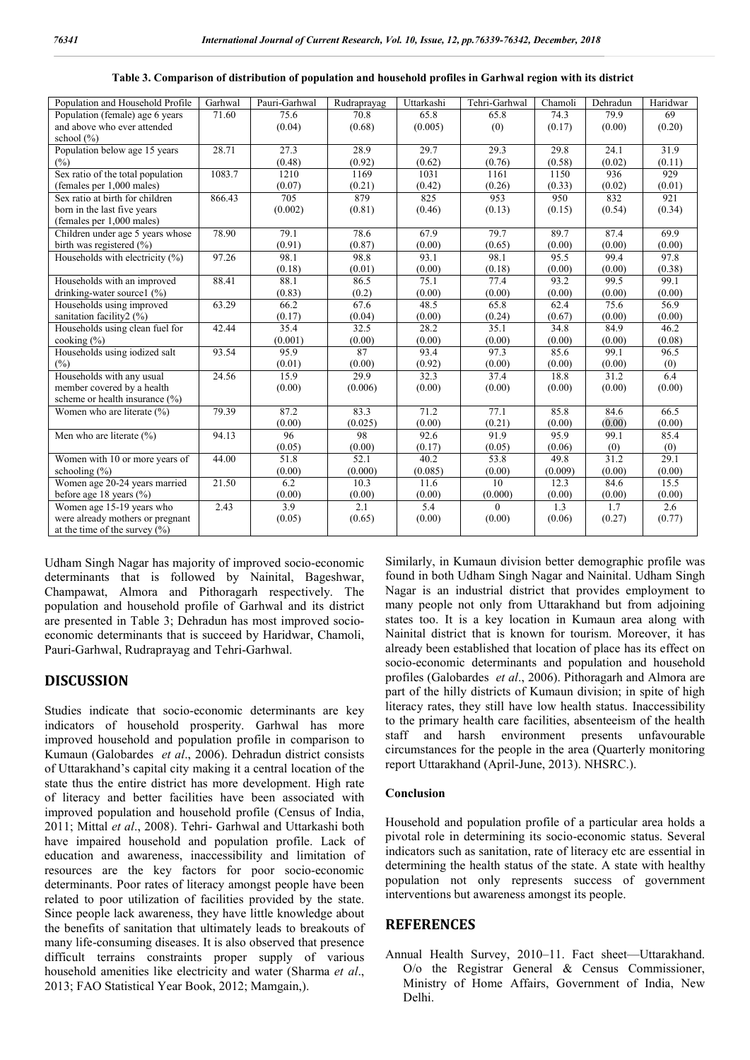**Table 3. Comparison of distribution of population and household profiles in Garhwal region with its district**

| Population and Household Profile | Garhwal | Pauri-Garhwal | Rudraprayag | Uttarkashi | Tehri-Garhwal | Chamoli | Dehradun | Haridwar |
|---|---|---|---|---|---|---|---|---|
| Population (female) age 6 years and above who ever attended school (%) | 71.60 | 75.6 (0.04) | 70.8 (0.68) | 65.8 (0.005) | 65.8 (0) | 74.3 (0.17) | 79.9 (0.00) | 69 (0.20) |
| Population below age 15 years (%) | 28.71 | 27.3 (0.48) | 28.9 (0.92) | 29.7 (0.62) | 29.3 (0.76) | 29.8 (0.58) | 24.1 (0.02) | 31.9 (0.11) |
| Sex ratio of the total population (females per 1,000 males) | 1083.7 | 1210 (0.07) | 1169 (0.21) | 1031 (0.42) | 1161 (0.26) | 1150 (0.33) | 936 (0.02) | 929 (0.01) |
| Sex ratio at birth for children born in the last five years (females per 1,000 males) | 866.43 | 705 (0.002) | 879 (0.81) | 825 (0.46) | 953 (0.13) | 950 (0.15) | 832 (0.54) | 921 (0.34) |
| Children under age 5 years whose birth was registered (%) | 78.90 | 79.1 (0.91) | 78.6 (0.87) | 67.9 (0.00) | 79.7 (0.65) | 89.7 (0.00) | 87.4 (0.00) | 69.9 (0.00) |
| Households with electricity (%) | 97.26 | 98.1 (0.18) | 98.8 (0.01) | 93.1 (0.00) | 98.1 (0.18) | 95.5 (0.00) | 99.4 (0.00) | 97.8 (0.38) |
| Households with an improved drinking-water source1 (%) | 88.41 | 88.1 (0.83) | 86.5 (0.2) | 75.1 (0.00) | 77.4 (0.00) | 93.2 (0.00) | 99.5 (0.00) | 99.1 (0.00) |
| Households using improved sanitation facility2 (%) | 63.29 | 66.2 (0.17) | 67.6 (0.04) | 48.5 (0.00) | 65.8 (0.24) | 62.4 (0.67) | 75.6 (0.00) | 56.9 (0.00) |
| Households using clean fuel for cooking (%) | 42.44 | 35.4 (0.001) | 32.5 (0.00) | 28.2 (0.00) | 35.1 (0.00) | 34.8 (0.00) | 84.9 (0.00) | 46.2 (0.08) |
| Households using iodized salt (%) | 93.54 | 95.9 (0.01) | 87 (0.00) | 93.4 (0.92) | 97.3 (0.00) | 85.6 (0.00) | 99.1 (0.00) | 96.5 (0) |
| Households with any usual member covered by a health scheme or health insurance (%) | 24.56 | 15.9 (0.00) | 29.9 (0.006) | 32.3 (0.00) | 37.4 (0.00) | 18.8 (0.00) | 31.2 (0.00) | 6.4 (0.00) |
| Women who are literate (%) | 79.39 | 87.2 (0.00) | 83.3 (0.025) | 71.2 (0.00) | 77.1 (0.21) | 85.8 (0.00) | 84.6 (0.00) | 66.5 (0.00) |
| Men who are literate (%) | 94.13 | 96 (0.05) | 98 (0.00) | 92.6 (0.17) | 91.9 (0.05) | 95.9 (0.06) | 99.1 (0) | 85.4 (0) |
| Women with 10 or more years of schooling (%) | 44.00 | 51.8 (0.00) | 52.1 (0.000) | 40.2 (0.085) | 53.8 (0.00) | 49.8 (0.009) | 31.2 (0.00) | 29.1 (0.00) |
| Women age 20-24 years married before age 18 years (%) | 21.50 | 6.2 (0.00) | 10.3 (0.00) | 11.6 (0.00) | 10 (0.000) | 12.3 (0.00) | 84.6 (0.00) | 15.5 (0.00) |
| Women age 15-19 years who were already mothers or pregnant at the time of the survey (%) | 2.43 | 3.9 (0.05) | 2.1 (0.65) | 5.4 (0.00) | 0 (0.00) | 1.3 (0.06) | 1.7 (0.27) | 2.6 (0.77) |

Udham Singh Nagar has majority of improved socio-economic determinants that is followed by Nainital, Bageshwar, Champawat, Almora and Pithoragarh respectively. The population and household profile of Garhwal and its district are presented in Table 3; Dehradun has most improved socio-economic determinants that is succeed by Haridwar, Chamoli, Pauri-Garhwal, Rudraprayag and Tehri-Garhwal.

## DISCUSSION

Studies indicate that socio-economic determinants are key indicators of household prosperity. Garhwal has more improved household and population profile in comparison to Kumaun (Galobardes *et al*., 2006). Dehradun district consists of Uttarakhand's capital city making it a central location of the state thus the entire district has more development. High rate of literacy and better facilities have been associated with improved population and household profile (Census of India, 2011; Mittal *et al*., 2008). Tehri- Garhwal and Uttarkashi both have impaired household and population profile. Lack of education and awareness, inaccessibility and limitation of resources are the key factors for poor socio-economic determinants. Poor rates of literacy amongst people have been related to poor utilization of facilities provided by the state. Since people lack awareness, they have little knowledge about the benefits of sanitation that ultimately leads to breakouts of many life-consuming diseases. It is also observed that presence difficult terrains constraints proper supply of various household amenities like electricity and water (Sharma *et al*., 2013; FAO Statistical Year Book, 2012; Mamgain,).

Similarly, in Kumaun division better demographic profile was found in both Udham Singh Nagar and Nainital. Udham Singh Nagar is an industrial district that provides employment to many people not only from Uttarakhand but from adjoining states too. It is a key location in Kumaun area along with Nainital district that is known for tourism. Moreover, it has already been established that location of place has its effect on socio-economic determinants and population and household profiles (Galobardes *et al*., 2006). Pithoragarh and Almora are part of the hilly districts of Kumaun division; in spite of high literacy rates, they still have low health status. Inaccessibility to the primary health care facilities, absenteeism of the health staff and harsh environment presents unfavourable circumstances for the people in the area (Quarterly monitoring report Uttarakhand (April-June, 2013). NHSRC.).

### Conclusion

Household and population profile of a particular area holds a pivotal role in determining its socio-economic status. Several indicators such as sanitation, rate of literacy etc are essential in determining the health status of the state. A state with healthy population not only represents success of government interventions but awareness amongst its people.

## REFERENCES

Annual Health Survey, 2010–11. Fact sheet—Uttarakhand. O/o the Registrar General & Census Commissioner, Ministry of Home Affairs, Government of India, New Delhi.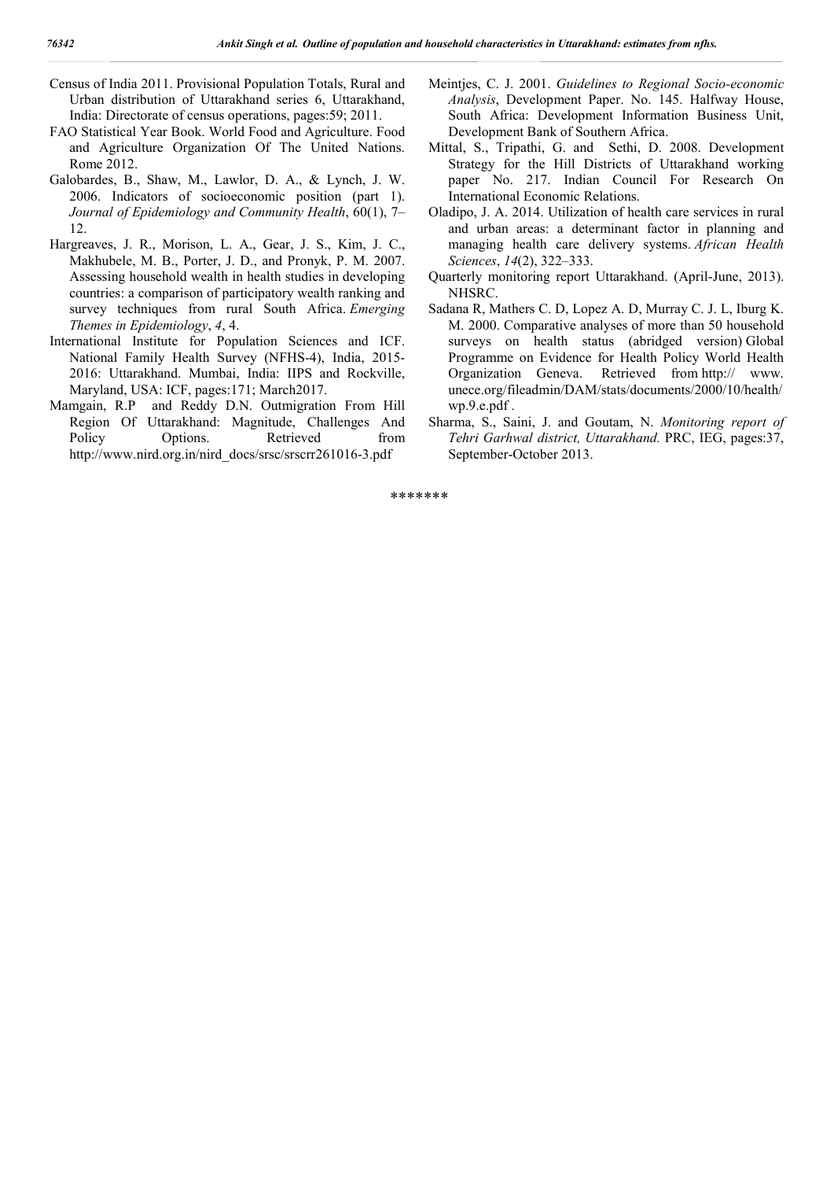Census of India 2011. Provisional Population Totals, Rural and Urban distribution of Uttarakhand series 6, Uttarakhand, India: Directorate of census operations, pages:59; 2011.

FAO Statistical Year Book. World Food and Agriculture. Food and Agriculture Organization Of The United Nations. Rome 2012.

Galobardes, B., Shaw, M., Lawlor, D. A., & Lynch, J. W. 2006. Indicators of socioeconomic position (part 1). *Journal of Epidemiology and Community Health*, 60(1), 7–12.

Hargreaves, J. R., Morison, L. A., Gear, J. S., Kim, J. C., Makhubele, M. B., Porter, J. D., and Pronyk, P. M. 2007. Assessing household wealth in health studies in developing countries: a comparison of participatory wealth ranking and survey techniques from rural South Africa. *Emerging Themes in Epidemiology*, *4*, 4.

International Institute for Population Sciences and ICF. National Family Health Survey (NFHS-4), India, 2015-2016: Uttarakhand. Mumbai, India: IIPS and Rockville, Maryland, USA: ICF, pages:171; March2017.

Mamgain, R.P and Reddy D.N. Outmigration From Hill Region Of Uttarakhand: Magnitude, Challenges And Policy Options. Retrieved from http://www.nird.org.in/nird_docs/srsc/srscrr261016-3.pdf

Meintjes, C. J. 2001. *Guidelines to Regional Socio-economic Analysis*, Development Paper. No. 145. Halfway House, South Africa: Development Information Business Unit, Development Bank of Southern Africa.

Mittal, S., Tripathi, G. and Sethi, D. 2008. Development Strategy for the Hill Districts of Uttarakhand working paper No. 217. Indian Council For Research On International Economic Relations.

Oladipo, J. A. 2014. Utilization of health care services in rural and urban areas: a determinant factor in planning and managing health care delivery systems. *African Health Sciences*, *14*(2), 322–333.

Quarterly monitoring report Uttarakhand. (April-June, 2013). NHSRC.

Sadana R, Mathers C. D, Lopez A. D, Murray C. J. L, Iburg K. M. 2000. Comparative analyses of more than 50 household surveys on health status (abridged version) Global Programme on Evidence for Health Policy World Health Organization Geneva. Retrieved from http:// www. unece.org/fileadmin/DAM/stats/documents/2000/10/health/wp.9.e.pdf .

Sharma, S., Saini, J. and Goutam, N. *Monitoring report of Tehri Garhwal district, Uttarakhand.* PRC, IEG, pages:37, September-October 2013.

*******